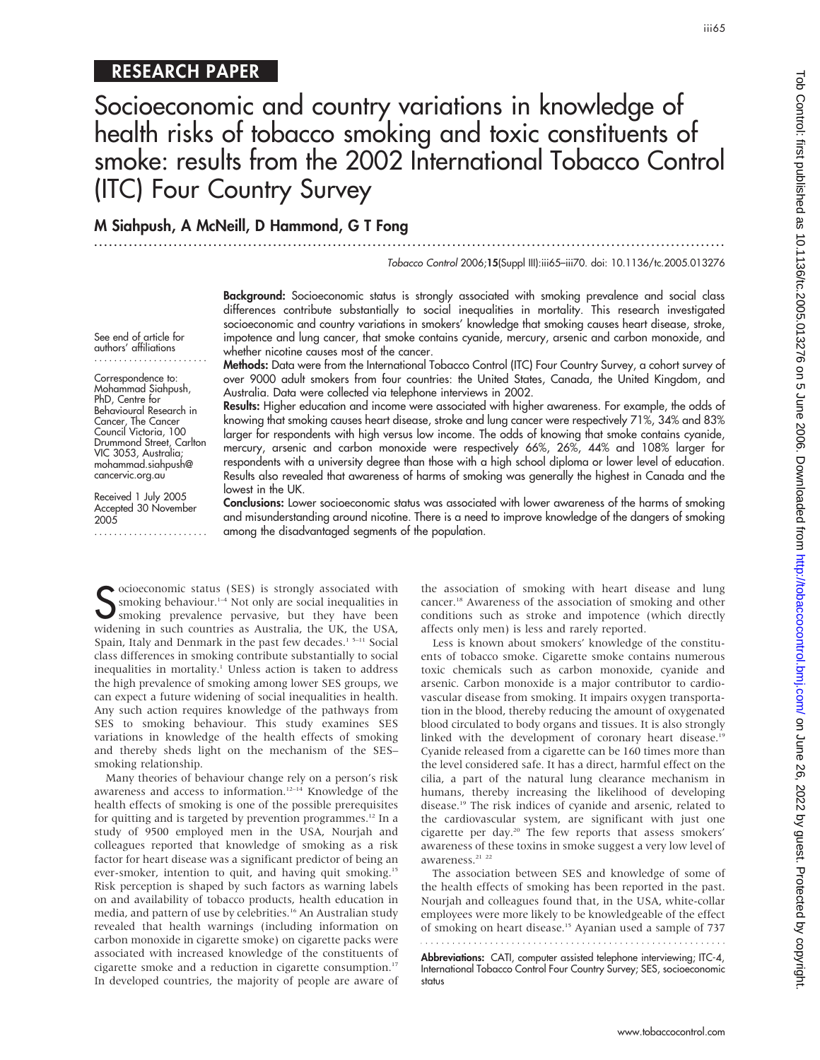RESEARCH PAPER

# Socioeconomic and country variations in knowledge of health risks of tobacco smoking and toxic constituents of smoke: results from the 2002 International Tobacco Control (ITC) Four Country Survey

**M Siahpush, A McNeill, D Hammond, G T Fong**

*Tobacco Control* 2006;**15**(Suppl III):iii65–iii70. doi: 10.1136/tc.2005.013276

See end of article for authors' affiliations

Correspondence to: Mohammad Siahpush, PhD, Centre for Behavioural Research in Cancer, The Cancer Council Victoria, 100 Drummond Street, Carlton VIC 3053, Australia; mohammad.siahpush@cancervic.org.au

Received 1 July 2005
Accepted 30 November 2005

**Background:** Socioeconomic status is strongly associated with smoking prevalence and social class differences contribute substantially to social inequalities in mortality. This research investigated socioeconomic and country variations in smokers' knowledge that smoking causes heart disease, stroke, impotence and lung cancer, that smoke contains cyanide, mercury, arsenic and carbon monoxide, and whether nicotine causes most of the cancer.

**Methods:** Data were from the International Tobacco Control (ITC) Four Country Survey, a cohort survey of over 9000 adult smokers from four countries: the United States, Canada, the United Kingdom, and Australia. Data were collected via telephone interviews in 2002.

**Results:** Higher education and income were associated with higher awareness. For example, the odds of knowing that smoking causes heart disease, stroke and lung cancer were respectively 71%, 34% and 83% larger for respondents with high versus low income. The odds of knowing that smoke contains cyanide, mercury, arsenic and carbon monoxide were respectively 66%, 26%, 44% and 108% larger for respondents with a university degree than those with a high school diploma or lower level of education. Results also revealed that awareness of harms of smoking was generally the highest in Canada and the lowest in the UK.

**Conclusions:** Lower socioeconomic status was associated with lower awareness of the harms of smoking and misunderstanding around nicotine. There is a need to improve knowledge of the dangers of smoking among the disadvantaged segments of the population.

Socioeconomic status (SES) is strongly associated with smoking behaviour.[1–4] Not only are social inequalities in smoking prevalence pervasive, but they have been widening in such countries as Australia, the UK, the USA, Spain, Italy and Denmark in the past few decades.[1 5–11] Social class differences in smoking contribute substantially to social inequalities in mortality.[1] Unless action is taken to address the high prevalence of smoking among lower SES groups, we can expect a future widening of social inequalities in health. Any such action requires knowledge of the pathways from SES to smoking behaviour. This study examines SES variations in knowledge of the health effects of smoking and thereby sheds light on the mechanism of the SES–smoking relationship.

Many theories of behaviour change rely on a person's risk awareness and access to information.[12–14] Knowledge of the health effects of smoking is one of the possible prerequisites for quitting and is targeted by prevention programmes.[12] In a study of 9500 employed men in the USA, Nourjah and colleagues reported that knowledge of smoking as a risk factor for heart disease was a significant predictor of being an ever-smoker, intention to quit, and having quit smoking.[15] Risk perception is shaped by such factors as warning labels on and availability of tobacco products, health education in media, and pattern of use by celebrities.[16] An Australian study revealed that health warnings (including information on carbon monoxide in cigarette smoke) on cigarette packs were associated with increased knowledge of the constituents of cigarette smoke and a reduction in cigarette consumption.[17] In developed countries, the majority of people are aware of the association of smoking with heart disease and lung cancer.[18] Awareness of the association of smoking and other conditions such as stroke and impotence (which directly affects only men) is less and rarely reported.

Less is known about smokers' knowledge of the constituents of tobacco smoke. Cigarette smoke contains numerous toxic chemicals such as carbon monoxide, cyanide and arsenic. Carbon monoxide is a major contributor to cardiovascular disease from smoking. It impairs oxygen transportation in the blood, thereby reducing the amount of oxygenated blood circulated to body organs and tissues. It is also strongly linked with the development of coronary heart disease.[19] Cyanide released from a cigarette can be 160 times more than the level considered safe. It has a direct, harmful effect on the cilia, a part of the natural lung clearance mechanism in humans, thereby increasing the likelihood of developing disease.[19] The risk indices of cyanide and arsenic, related to the cardiovascular system, are significant with just one cigarette per day.[20] The few reports that assess smokers' awareness of these toxins in smoke suggest a very low level of awareness.[21 22]

The association between SES and knowledge of some of the health effects of smoking has been reported in the past. Nourjah and colleagues found that, in the USA, white-collar employees were more likely to be knowledgeable of the effect of smoking on heart disease.[15] Ayanian used a sample of 737

**Abbreviations:** CATI, computer assisted telephone interviewing; ITC-4, International Tobacco Control Four Country Survey; SES, socioeconomic status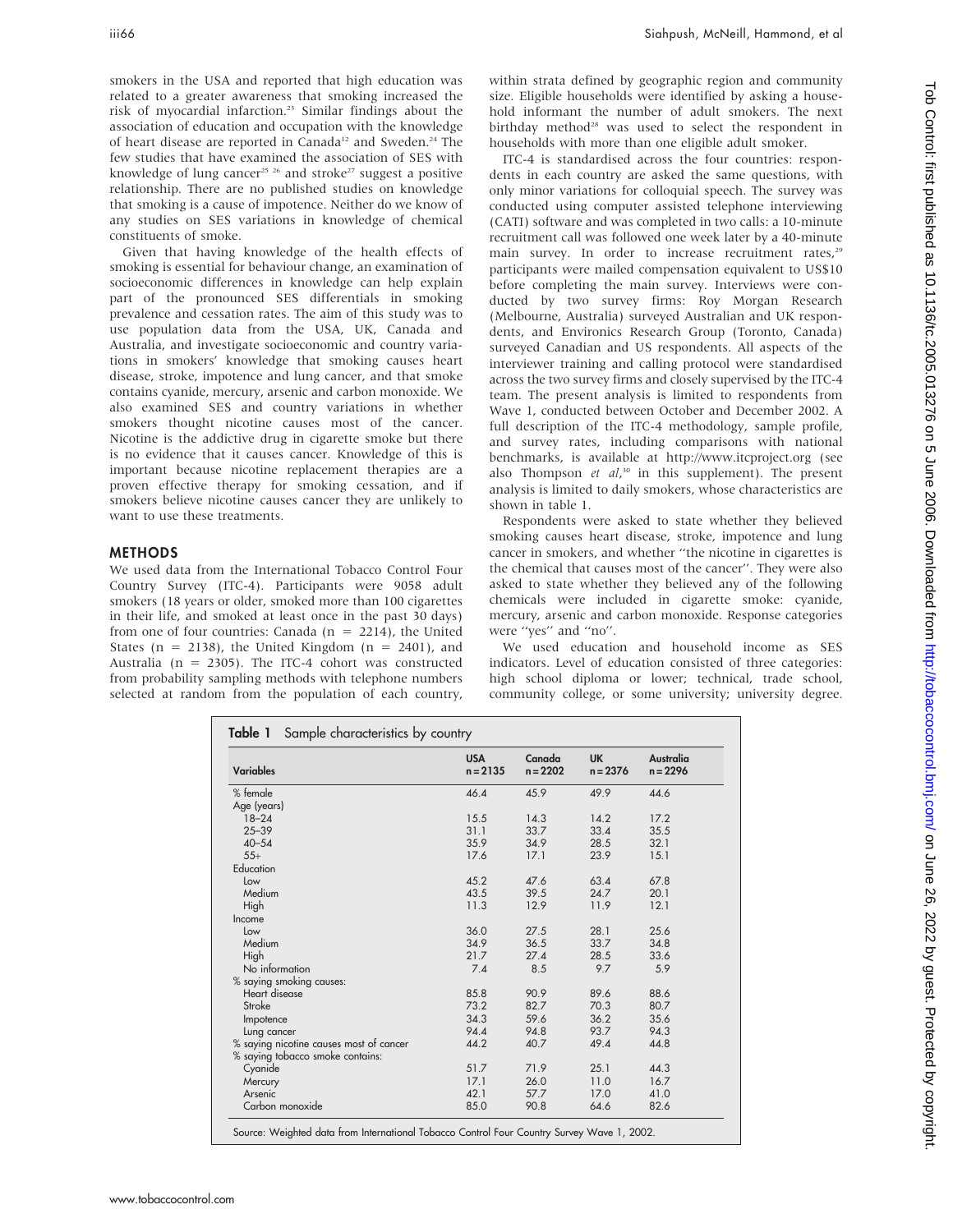smokers in the USA and reported that high education was related to a greater awareness that smoking increased the risk of myocardial infarction.[23] Similar findings about the association of education and occupation with the knowledge of heart disease are reported in Canada[12] and Sweden.[24] The few studies that have examined the association of SES with knowledge of lung cancer[25 26] and stroke[27] suggest a positive relationship. There are no published studies on knowledge that smoking is a cause of impotence. Neither do we know of any studies on SES variations in knowledge of chemical constituents of smoke.

Given that having knowledge of the health effects of smoking is essential for behaviour change, an examination of socioeconomic differences in knowledge can help explain part of the pronounced SES differentials in smoking prevalence and cessation rates. The aim of this study was to use population data from the USA, UK, Canada and Australia, and investigate socioeconomic and country variations in smokers' knowledge that smoking causes heart disease, stroke, impotence and lung cancer, and that smoke contains cyanide, mercury, arsenic and carbon monoxide. We also examined SES and country variations in whether smokers thought nicotine causes most of the cancer. Nicotine is the addictive drug in cigarette smoke but there is no evidence that it causes cancer. Knowledge of this is important because nicotine replacement therapies are a proven effective therapy for smoking cessation, and if smokers believe nicotine causes cancer they are unlikely to want to use these treatments.

## METHODS

We used data from the International Tobacco Control Four Country Survey (ITC-4). Participants were 9058 adult smokers (18 years or older, smoked more than 100 cigarettes in their life, and smoked at least once in the past 30 days) from one of four countries: Canada (n = 2214), the United States (n = 2138), the United Kingdom (n = 2401), and Australia (n = 2305). The ITC-4 cohort was constructed from probability sampling methods with telephone numbers selected at random from the population of each country, within strata defined by geographic region and community size. Eligible households were identified by asking a household informant the number of adult smokers. The next birthday method[28] was used to select the respondent in households with more than one eligible adult smoker.

ITC-4 is standardised across the four countries: respondents in each country are asked the same questions, with only minor variations for colloquial speech. The survey was conducted using computer assisted telephone interviewing (CATI) software and was completed in two calls: a 10-minute recruitment call was followed one week later by a 40-minute main survey. In order to increase recruitment rates,[29] participants were mailed compensation equivalent to US$10 before completing the main survey. Interviews were conducted by two survey firms: Roy Morgan Research (Melbourne, Australia) surveyed Australian and UK respondents, and Environics Research Group (Toronto, Canada) surveyed Canadian and US respondents. All aspects of the interviewer training and calling protocol were standardised across the two survey firms and closely supervised by the ITC-4 team. The present analysis is limited to respondents from Wave 1, conducted between October and December 2002. A full description of the ITC-4 methodology, sample profile, and survey rates, including comparisons with national benchmarks, is available at http://www.itcproject.org (see also Thompson *et al*,[30] in this supplement). The present analysis is limited to daily smokers, whose characteristics are shown in table 1.

Respondents were asked to state whether they believed smoking causes heart disease, stroke, impotence and lung cancer in smokers, and whether "the nicotine in cigarettes is the chemical that causes most of the cancer". They were also asked to state whether they believed any of the following chemicals were included in cigarette smoke: cyanide, mercury, arsenic and carbon monoxide. Response categories were "yes" and "no".

We used education and household income as SES indicators. Level of education consisted of three categories: high school diploma or lower; technical, trade school, community college, or some university; university degree.

**Table 1** Sample characteristics by country

| Variables | USA n = 2135 | Canada n = 2202 | UK n = 2376 | Australia n = 2296 |
|---|---|---|---|---|
| % female | 46.4 | 45.9 | 49.9 | 44.6 |
| Age (years) | | | | |
| 18–24 | 15.5 | 14.3 | 14.2 | 17.2 |
| 25–39 | 31.1 | 33.7 | 33.4 | 35.5 |
| 40–54 | 35.9 | 34.9 | 28.5 | 32.1 |
| 55+ | 17.6 | 17.1 | 23.9 | 15.1 |
| Education | | | | |
| Low | 45.2 | 47.6 | 63.4 | 67.8 |
| Medium | 43.5 | 39.5 | 24.7 | 20.1 |
| High | 11.3 | 12.9 | 11.9 | 12.1 |
| Income | | | | |
| Low | 36.0 | 27.5 | 28.1 | 25.6 |
| Medium | 34.9 | 36.5 | 33.7 | 34.8 |
| High | 21.7 | 27.4 | 28.5 | 33.6 |
| No information | 7.4 | 8.5 | 9.7 | 5.9 |
| % saying smoking causes: | | | | |
| Heart disease | 85.8 | 90.9 | 89.6 | 88.6 |
| Stroke | 73.2 | 82.7 | 70.3 | 80.7 |
| Impotence | 34.3 | 59.6 | 36.2 | 35.6 |
| Lung cancer | 94.4 | 94.8 | 93.7 | 94.3 |
| % saying nicotine causes most of cancer | 44.2 | 40.7 | 49.4 | 44.8 |
| % saying tobacco smoke contains: | | | | |
| Cyanide | 51.7 | 71.9 | 25.1 | 44.3 |
| Mercury | 17.1 | 26.0 | 11.0 | 16.7 |
| Arsenic | 42.1 | 57.7 | 17.0 | 41.0 |
| Carbon monoxide | 85.0 | 90.8 | 64.6 | 82.6 |

Source: Weighted data from International Tobacco Control Four Country Survey Wave 1, 2002.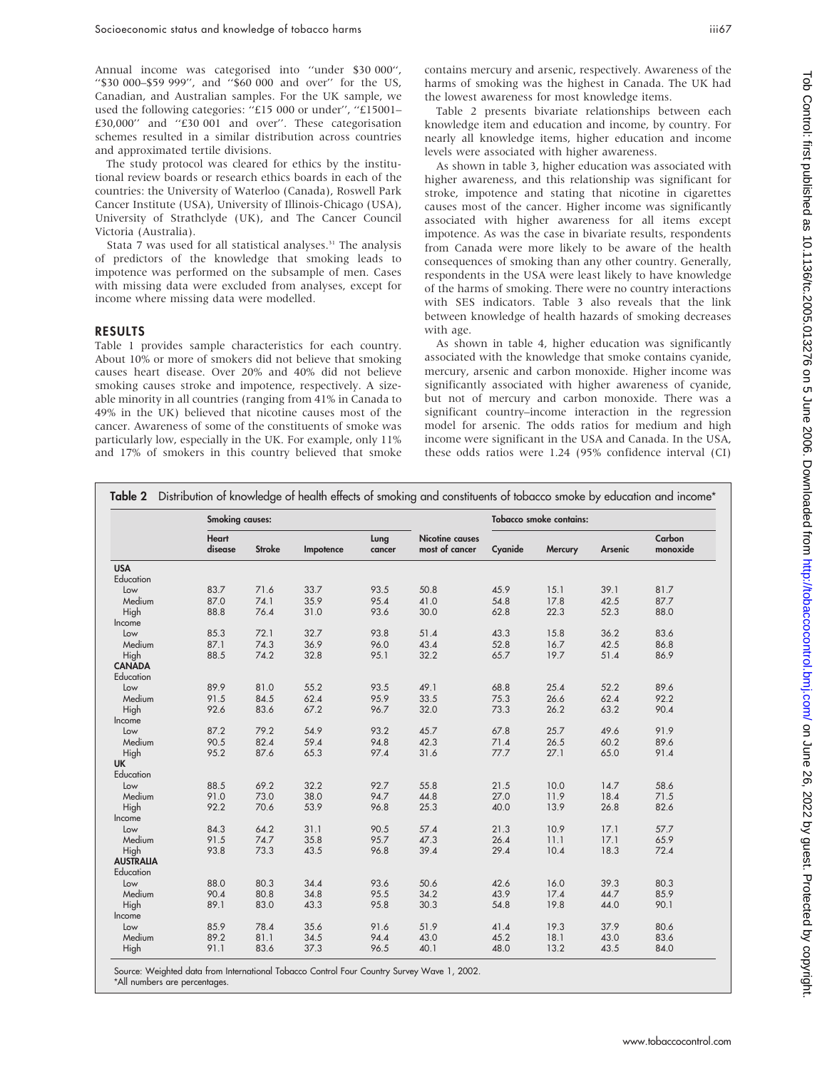Annual income was categorised into ''under $30 000'', ''$30 000–$59 999'', and ''$60 000 and over'' for the US, Canadian, and Australian samples. For the UK sample, we used the following categories: ''£15 000 or under'', ''£15001–£30,000'' and ''£30 001 and over''. These categorisation schemes resulted in a similar distribution across countries and approximated tertile divisions.

The study protocol was cleared for ethics by the institutional review boards or research ethics boards in each of the countries: the University of Waterloo (Canada), Roswell Park Cancer Institute (USA), University of Illinois-Chicago (USA), University of Strathclyde (UK), and The Cancer Council Victoria (Australia).

Stata 7 was used for all statistical analyses.[31] The analysis of predictors of the knowledge that smoking leads to impotence was performed on the subsample of men. Cases with missing data were excluded from analyses, except for income where missing data were modelled.

## RESULTS

Table 1 provides sample characteristics for each country. About 10% or more of smokers did not believe that smoking causes heart disease. Over 20% and 40% did not believe smoking causes stroke and impotence, respectively. A sizeable minority in all countries (ranging from 41% in Canada to 49% in the UK) believed that nicotine causes most of the cancer. Awareness of some of the constituents of smoke was particularly low, especially in the UK. For example, only 11% and 17% of smokers in this country believed that smoke contains mercury and arsenic, respectively. Awareness of the harms of smoking was the highest in Canada. The UK had the lowest awareness for most knowledge items.

Table 2 presents bivariate relationships between each knowledge item and education and income, by country. For nearly all knowledge items, higher education and income levels were associated with higher awareness.

As shown in table 3, higher education was associated with higher awareness, and this relationship was significant for stroke, impotence and stating that nicotine in cigarettes causes most of the cancer. Higher income was significantly associated with higher awareness for all items except impotence. As was the case in bivariate results, respondents from Canada were more likely to be aware of the health consequences of smoking than any other country. Generally, respondents in the USA were least likely to have knowledge of the harms of smoking. There were no country interactions with SES indicators. Table 3 also reveals that the link between knowledge of health hazards of smoking decreases with age.

As shown in table 4, higher education was significantly associated with the knowledge that smoke contains cyanide, mercury, arsenic and carbon monoxide. Higher income was significantly associated with higher awareness of cyanide, but not of mercury and carbon monoxide. There was a significant country–income interaction in the regression model for arsenic. The odds ratios for medium and high income were significant in the USA and Canada. In the USA, these odds ratios were 1.24 (95% confidence interval (CI)

**Table 2** Distribution of knowledge of health effects of smoking and constituents of tobacco smoke by education and income*

| | Smoking causes: | | | | | Tobacco smoke contains: | | | |
|---|---|---|---|---|---|---|---|---|---|
| | Heart disease | Stroke | Impotence | Lung cancer | Nicotine causes most of cancer | Cyanide | Mercury | Arsenic | Carbon monoxide |
| **USA** | | | | | | | | | |
| Education | | | | | | | | | |
| Low | 83.7 | 71.6 | 33.7 | 93.5 | 50.8 | 45.9 | 15.1 | 39.1 | 81.7 |
| Medium | 87.0 | 74.1 | 35.9 | 95.4 | 41.0 | 54.8 | 17.8 | 42.5 | 87.7 |
| High | 88.8 | 76.4 | 31.0 | 93.6 | 30.0 | 62.8 | 22.3 | 52.3 | 88.0 |
| Income | | | | | | | | | |
| Low | 85.3 | 72.1 | 32.7 | 93.8 | 51.4 | 43.3 | 15.8 | 36.2 | 83.6 |
| Medium | 87.1 | 74.3 | 36.9 | 96.0 | 43.4 | 52.8 | 16.7 | 42.5 | 86.8 |
| High | 88.5 | 74.2 | 32.8 | 95.1 | 32.2 | 65.7 | 19.7 | 51.4 | 86.9 |
| **CANADA** | | | | | | | | | |
| Education | | | | | | | | | |
| Low | 89.9 | 81.0 | 55.2 | 93.5 | 49.1 | 68.8 | 25.4 | 52.2 | 89.6 |
| Medium | 91.5 | 84.5 | 62.4 | 95.9 | 33.5 | 75.3 | 26.6 | 62.4 | 92.2 |
| High | 92.6 | 83.6 | 67.2 | 96.7 | 32.0 | 73.3 | 26.2 | 63.2 | 90.4 |
| Income | | | | | | | | | |
| Low | 87.2 | 79.2 | 54.9 | 93.2 | 45.7 | 67.8 | 25.7 | 49.6 | 91.9 |
| Medium | 90.5 | 82.4 | 59.4 | 94.8 | 42.3 | 71.4 | 26.5 | 60.2 | 89.6 |
| High | 95.2 | 87.6 | 65.3 | 97.4 | 31.6 | 77.7 | 27.1 | 65.0 | 91.4 |
| **UK** | | | | | | | | | |
| Education | | | | | | | | | |
| Low | 88.5 | 69.2 | 32.2 | 92.7 | 55.8 | 21.5 | 10.0 | 14.7 | 58.6 |
| Medium | 91.0 | 73.0 | 38.0 | 94.7 | 44.8 | 27.0 | 11.9 | 18.4 | 71.5 |
| High | 92.2 | 70.6 | 53.9 | 96.8 | 25.3 | 40.0 | 13.9 | 26.8 | 82.6 |
| Income | | | | | | | | | |
| Low | 84.3 | 64.2 | 31.1 | 90.5 | 57.4 | 21.3 | 10.9 | 17.1 | 57.7 |
| Medium | 91.5 | 74.7 | 35.8 | 95.7 | 47.3 | 26.4 | 11.1 | 17.1 | 65.9 |
| High | 93.8 | 73.3 | 43.5 | 96.8 | 39.4 | 29.4 | 10.4 | 18.3 | 72.4 |
| **AUSTRALIA** | | | | | | | | | |
| Education | | | | | | | | | |
| Low | 88.0 | 80.3 | 34.4 | 93.6 | 50.6 | 42.6 | 16.0 | 39.3 | 80.3 |
| Medium | 90.4 | 80.8 | 34.8 | 95.5 | 34.2 | 43.9 | 17.4 | 44.7 | 85.9 |
| High | 89.1 | 83.0 | 43.3 | 95.8 | 30.3 | 54.8 | 19.8 | 44.0 | 90.1 |
| Income | | | | | | | | | |
| Low | 85.9 | 78.4 | 35.6 | 91.6 | 51.9 | 41.4 | 19.3 | 37.9 | 80.6 |
| Medium | 89.2 | 81.1 | 34.5 | 94.4 | 43.0 | 45.2 | 18.1 | 43.0 | 83.6 |
| High | 91.1 | 83.6 | 37.3 | 96.5 | 40.1 | 48.0 | 13.2 | 43.5 | 84.0 |

Source: Weighted data from International Tobacco Control Four Country Survey Wave 1, 2002.
*All numbers are percentages.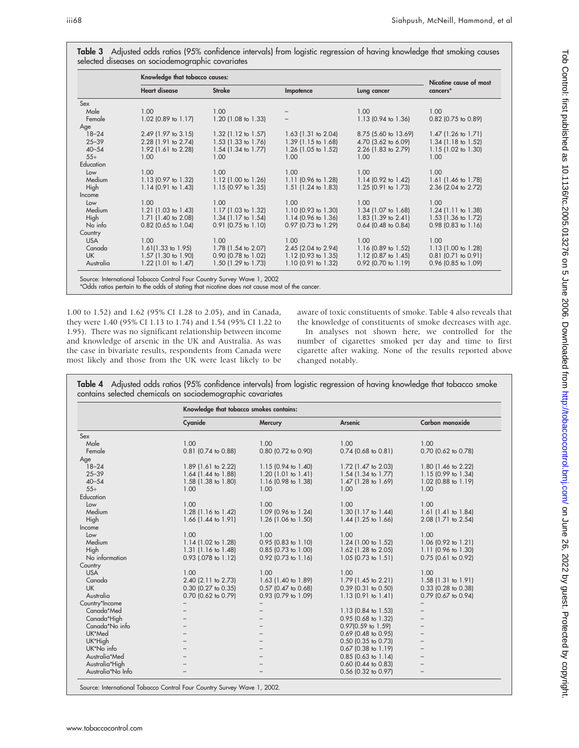**Table 3** Adjusted odds ratios (95% confidence intervals) from logistic regression of having knowledge that smoking causes selected diseases on sociodemographic covariates

| | Knowledge that tobacco causes: | | | | Nicotine cause of most cancers* |
|---|---|---|---|---|---|
| | Heart disease | Stroke | Impotence | Lung cancer | |
| Sex | | | | | |
| Male | 1.00 | 1.00 | – | 1.00 | 1.00 |
| Female | 1.02 (0.89 to 1.17) | 1.20 (1.08 to 1.33) | – | 1.13 (0.94 to 1.36) | 0.82 (0.75 to 0.89) |
| Age | | | | | |
| 18–24 | 2.49 (1.97 to 3.15) | 1.32 (1.12 to 1.57) | 1.63 (1.31 to 2.04) | 8.75 (5.60 to 13.69) | 1.47 (1.26 to 1.71) |
| 25–39 | 2.28 (1.91 to 2.74) | 1.53 (1.33 to 1.76) | 1.39 (1.15 to 1.68) | 4.70 (3.62 to 6.09) | 1.34 (1.18 to 1.52) |
| 40–54 | 1.92 (1.61 to 2.28) | 1.54 (1.34 to 1.77) | 1.26 (1.05 to 1.52) | 2.26 (1.83 to 2.79) | 1.15 (1.02 to 1.30) |
| 55+ | 1.00 | 1.00 | 1.00 | 1.00 | 1.00 |
| Education | | | | | |
| Low | 1.00 | 1.00 | 1.00 | 1.00 | 1.00 |
| Medium | 1.13 (0.97 to 1.32) | 1.12 (1.00 to 1.26) | 1.11 (0.96 to 1.28) | 1.14 (0.92 to 1.42) | 1.61 (1.46 to 1.78) |
| High | 1.14 (0.91 to 1.43) | 1.15 (0.97 to 1.35) | 1.51 (1.24 to 1.83) | 1.25 (0.91 to 1.73) | 2.36 (2.04 to 2.72) |
| Income | | | | | |
| Low | 1.00 | 1.00 | 1.00 | 1.00 | 1.00 |
| Medium | 1.21 (1.03 to 1.43) | 1.17 (1.03 to 1.32) | 1.10 (0.93 to 1.30) | 1.34 (1.07 to 1.68) | 1.24 (1.11 to 1.38) |
| High | 1.71 (1.40 to 2.08) | 1.34 (1.17 to 1.54) | 1.14 (0.96 to 1.36) | 1.83 (1.39 to 2.41) | 1.53 (1.36 to 1.72) |
| No info | 0.82 (0.65 to 1.04) | 0.91 (0.75 to 1.10) | 0.97 (0.73 to 1.29) | 0.64 (0.48 to 0.84) | 0.98 (0.83 to 1.16) |
| Country | | | | | |
| USA | 1.00 | 1.00 | 1.00 | 1.00 | 1.00 |
| Canada | 1.61(1.33 to 1.95) | 1.78 (1.54 to 2.07) | 2.45 (2.04 to 2.94) | 1.16 (0.89 to 1.52) | 1.13 (1.00 to 1.28) |
| UK | 1.57 (1.30 to 1.90) | 0.90 (0.78 to 1.02) | 1.12 (0.93 to 1.35) | 1.12 (0.87 to 1.45) | 0.81 (0.71 to 0.91) |
| Australia | 1.22 (1.01 to 1.47) | 1.50 (1.29 to 1.73) | 1.10 (0.91 to 1.32) | 0.92 (0.70 to 1.19) | 0.96 (0.85 to 1.09) |

Source: International Tobacco Control Four Country Survey Wave 1, 2002
*Odds ratios pertain to the odds of stating that nicotine does not cause most of the cancer.

1.00 to 1.52) and 1.62 (95% CI 1.28 to 2.05), and in Canada, they were 1.40 (95% CI 1.13 to 1.74) and 1.54 (95% CI 1.22 to 1.95). There was no significant relationship between income and knowledge of arsenic in the UK and Australia. As was the case in bivariate results, respondents from Canada were most likely and those from the UK were least likely to be aware of toxic constituents of smoke. Table 4 also reveals that the knowledge of constituents of smoke decreases with age.

In analyses not shown here, we controlled for the number of cigarettes smoked per day and time to first cigarette after waking. None of the results reported above changed notably.

**Table 4** Adjusted odds ratios (95% confidence intervals) from logistic regression of having knowledge that tobacco smoke contains selected chemicals on sociodemographic covariates

| | Knowledge that tobacco smokes contains: | | | |
|---|---|---|---|---|
| | Cyanide | Mercury | Arsenic | Carbon monoxide |
| Sex | | | | |
| Male | 1.00 | 1.00 | 1.00 | 1.00 |
| Female | 0.81 (0.74 to 0.88) | 0.80 (0.72 to 0.90) | 0.74 (0.68 to 0.81) | 0.70 (0.62 to 0.78) |
| Age | | | | |
| 18–24 | 1.89 (1.61 to 2.22) | 1.15 (0.94 to 1.40) | 1.72 (1.47 to 2.03) | 1.80 (1.46 to 2.22) |
| 25–39 | 1.64 (1.44 to 1.88) | 1.20 (1.01 to 1.41) | 1.54 (1.34 to 1.77) | 1.15 (0.99 to 1.34) |
| 40–54 | 1.58 (1.38 to 1.80) | 1.16 (0.98 to 1.38) | 1.47 (1.28 to 1.69) | 1.02 (0.88 to 1.19) |
| 55+ | 1.00 | 1.00 | 1.00 | 1.00 |
| Education | | | | |
| Low | 1.00 | 1.00 | 1.00 | 1.00 |
| Medium | 1.28 (1.16 to 1.42) | 1.09 (0.96 to 1.24) | 1.30 (1.17 to 1.44) | 1.61 (1.41 to 1.84) |
| High | 1.66 (1.44 to 1.91) | 1.26 (1.06 to 1.50) | 1.44 (1.25 to 1.66) | 2.08 (1.71 to 2.54) |
| Income | | | | |
| Low | 1.00 | 1.00 | 1.00 | 1.00 |
| Medium | 1.14 (1.02 to 1.28) | 0.95 (0.83 to 1.10) | 1.24 (1.00 to 1.52) | 1.06 (0.92 to 1.21) |
| High | 1.31 (1.16 to 1.48) | 0.85 (0.73 to 1.00) | 1.62 (1.28 to 2.05) | 1.11 (0.96 to 1.30) |
| No information | 0.93 (.078 to 1.12) | 0.92 (0.73 to 1.16) | 1.05 (0.73 to 1.51) | 0.75 (0.61 to 0.92) |
| Country | | | | |
| USA | 1.00 | 1.00 | 1.00 | 1.00 |
| Canada | 2.40 (2.11 to 2.73) | 1.63 (1.40 to 1.89) | 1.79 (1.45 to 2.21) | 1.58 (1.31 to 1.91) |
| UK | 0.30 (0.27 to 0.35) | 0.57 (0.47 to 0.68) | 0.39 (0.31 to 0.50) | 0.33 (0.28 to 0.38) |
| Australia | 0.70 (0.62 to 0.79) | 0.93 (0.79 to 1.09) | 1.13 (0.91 to 1.41) | 0.79 (0.67 to 0.94) |
| Country*Income | – | – | | – |
| Canada*Med | – | – | 1.13 (0.84 to 1.53) | – |
| Canada*High | – | – | 0.95 (0.68 to 1.32) | – |
| Canada*No info | – | – | 0.97(0.59 to 1.59) | – |
| UK*Med | – | – | 0.69 (0.48 to 0.95) | – |
| UK*High | – | – | 0.50 (0.35 to 0.73) | – |
| UK*No info | – | – | 0.67 (0.38 to 1.19) | – |
| Australia*Med | – | – | 0.85 (0.63 to 1.14) | – |
| Australia*High | – | – | 0.60 (0.44 to 0.83) | – |
| Australia*No Info | – | – | 0.56 (0.32 to 0.97) | – |

Source: International Tobacco Control Four Country Survey Wave 1, 2002.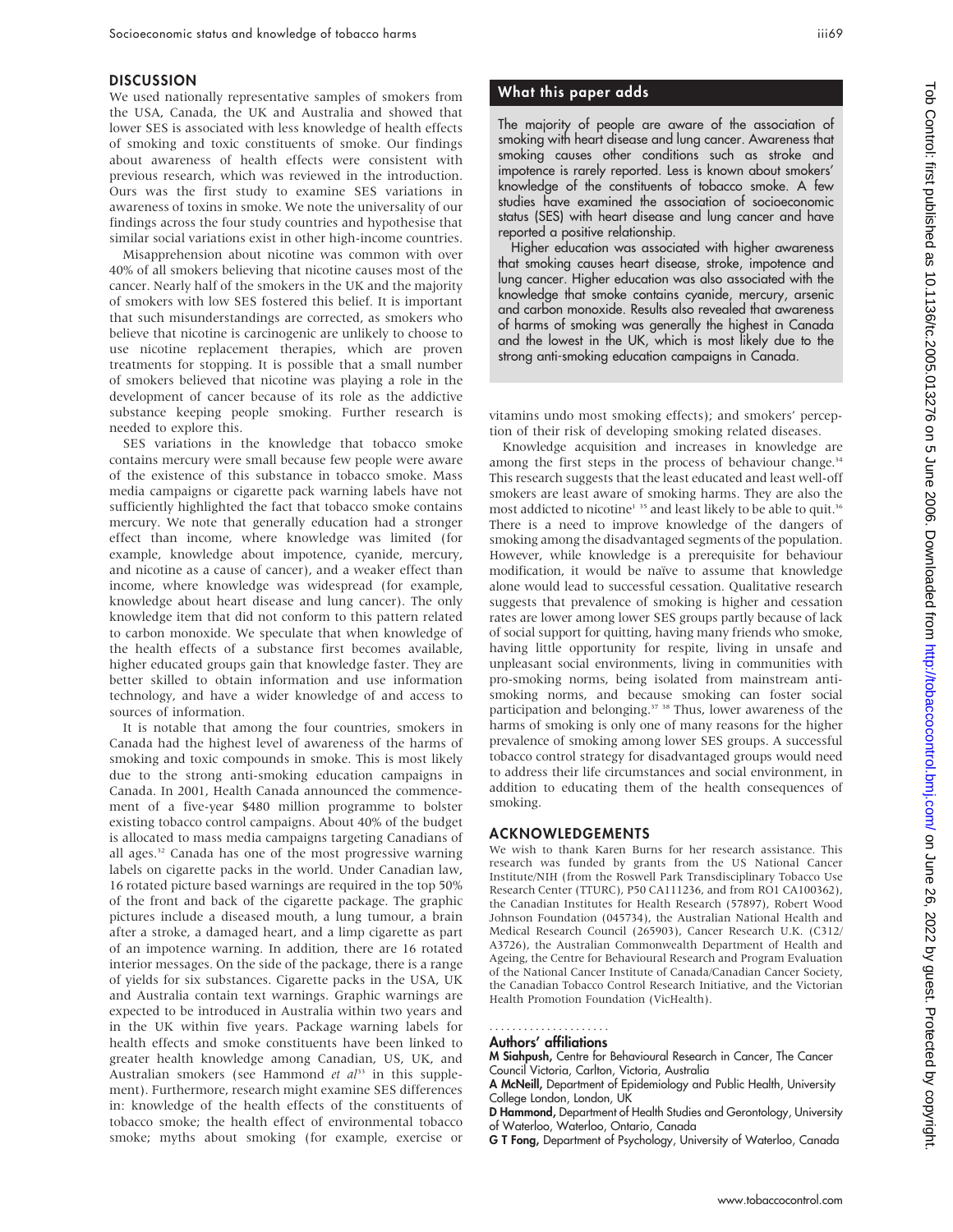## DISCUSSION

We used nationally representative samples of smokers from the USA, Canada, the UK and Australia and showed that lower SES is associated with less knowledge of health effects of smoking and toxic constituents of smoke. Our findings about awareness of health effects were consistent with previous research, which was reviewed in the introduction. Ours was the first study to examine SES variations in awareness of toxins in smoke. We note the universality of our findings across the four study countries and hypothesise that similar social variations exist in other high-income countries.

Misapprehension about nicotine was common with over 40% of all smokers believing that nicotine causes most of the cancer. Nearly half of the smokers in the UK and the majority of smokers with low SES fostered this belief. It is important that such misunderstandings are corrected, as smokers who believe that nicotine is carcinogenic are unlikely to choose to use nicotine replacement therapies, which are proven treatments for stopping. It is possible that a small number of smokers believed that nicotine was playing a role in the development of cancer because of its role as the addictive substance keeping people smoking. Further research is needed to explore this.

SES variations in the knowledge that tobacco smoke contains mercury were small because few people were aware of the existence of this substance in tobacco smoke. Mass media campaigns or cigarette pack warning labels have not sufficiently highlighted the fact that tobacco smoke contains mercury. We note that generally education had a stronger effect than income, where knowledge was limited (for example, knowledge about impotence, cyanide, mercury, and nicotine as a cause of cancer), and a weaker effect than income, where knowledge was widespread (for example, knowledge about heart disease and lung cancer). The only knowledge item that did not conform to this pattern related to carbon monoxide. We speculate that when knowledge of the health effects of a substance first becomes available, higher educated groups gain that knowledge faster. They are better skilled to obtain information and use information technology, and have a wider knowledge of and access to sources of information.

It is notable that among the four countries, smokers in Canada had the highest level of awareness of the harms of smoking and toxic compounds in smoke. This is most likely due to the strong anti-smoking education campaigns in Canada. In 2001, Health Canada announced the commencement of a five-year $480 million programme to bolster existing tobacco control campaigns. About 40% of the budget is allocated to mass media campaigns targeting Canadians of all ages.[32] Canada has one of the most progressive warning labels on cigarette packs in the world. Under Canadian law, 16 rotated picture based warnings are required in the top 50% of the front and back of the cigarette package. The graphic pictures include a diseased mouth, a lung tumour, a brain after a stroke, a damaged heart, and a limp cigarette as part of an impotence warning. In addition, there are 16 rotated interior messages. On the side of the package, there is a range of yields for six substances. Cigarette packs in the USA, UK and Australia contain text warnings. Graphic warnings are expected to be introduced in Australia within two years and in the UK within five years. Package warning labels for health effects and smoke constituents have been linked to greater health knowledge among Canadian, US, UK, and Australian smokers (see Hammond *et al*[33] in this supplement). Furthermore, research might examine SES differences in: knowledge of the health effects of the constituents of tobacco smoke; the health effect of environmental tobacco smoke; myths about smoking (for example, exercise or vitamins undo most smoking effects); and smokers' perception of their risk of developing smoking related diseases.

Knowledge acquisition and increases in knowledge are among the first steps in the process of behaviour change.[34] This research suggests that the least educated and least well-off smokers are least aware of smoking harms. They are also the most addicted to nicotine[1 35] and least likely to be able to quit.[36] There is a need to improve knowledge of the dangers of smoking among the disadvantaged segments of the population. However, while knowledge is a prerequisite for behaviour modification, it would be naïve to assume that knowledge alone would lead to successful cessation. Qualitative research suggests that prevalence of smoking is higher and cessation rates are lower among lower SES groups partly because of lack of social support for quitting, having many friends who smoke, having little opportunity for respite, living in unsafe and unpleasant social environments, living in communities with pro-smoking norms, being isolated from mainstream anti-smoking norms, and because smoking can foster social participation and belonging.[37 38] Thus, lower awareness of the harms of smoking is only one of many reasons for the higher prevalence of smoking among lower SES groups. A successful tobacco control strategy for disadvantaged groups would need to address their life circumstances and social environment, in addition to educating them of the health consequences of smoking.

## What this paper adds

The majority of people are aware of the association of smoking with heart disease and lung cancer. Awareness that smoking causes other conditions such as stroke and impotence is rarely reported. Less is known about smokers' knowledge of the constituents of tobacco smoke. A few studies have examined the association of socioeconomic status (SES) with heart disease and lung cancer and have reported a positive relationship.

Higher education was associated with higher awareness that smoking causes heart disease, stroke, impotence and lung cancer. Higher education was also associated with the knowledge that smoke contains cyanide, mercury, arsenic and carbon monoxide. Results also revealed that awareness of harms of smoking was generally the highest in Canada and the lowest in the UK, which is most likely due to the strong anti-smoking education campaigns in Canada.

## ACKNOWLEDGEMENTS

We wish to thank Karen Burns for her research assistance. This research was funded by grants from the US National Cancer Institute/NIH (from the Roswell Park Transdisciplinary Tobacco Use Research Center (TTURC), P50 CA111236, and from RO1 CA100362), the Canadian Institutes for Health Research (57897), Robert Wood Johnson Foundation (045734), the Australian National Health and Medical Research Council (265903), Cancer Research U.K. (C312/A3726), the Australian Commonwealth Department of Health and Ageing, the Centre for Behavioural Research and Program Evaluation of the National Cancer Institute of Canada/Canadian Cancer Society, the Canadian Tobacco Control Research Initiative, and the Victorian Health Promotion Foundation (VicHealth).

### Authors' affiliations

**M Siahpush,** Centre for Behavioural Research in Cancer, The Cancer Council Victoria, Carlton, Victoria, Australia

**A McNeill,** Department of Epidemiology and Public Health, University College London, London, UK

**D Hammond,** Department of Health Studies and Gerontology, University of Waterloo, Waterloo, Ontario, Canada

**G T Fong,** Department of Psychology, University of Waterloo, Canada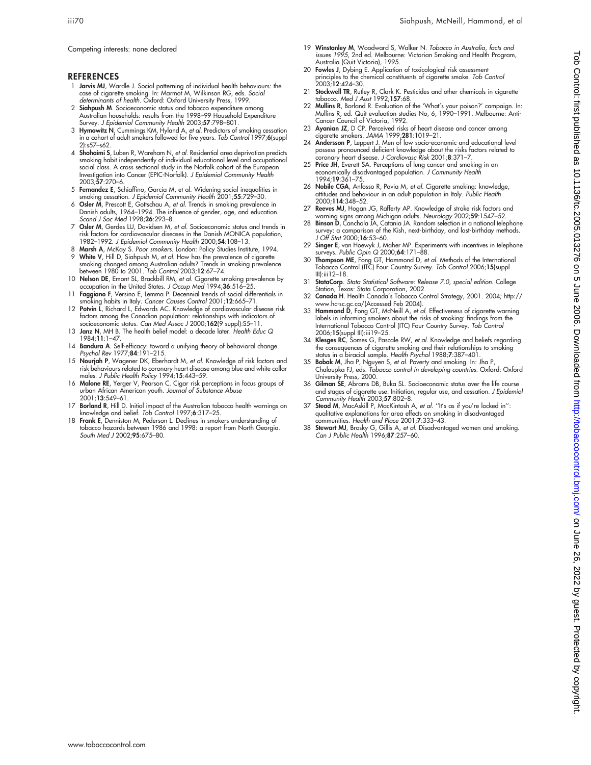Competing interests: none declared

## REFERENCES

1. **Jarvis MJ**, Wardle J. Social patterning of individual health behaviours: the case of cigarette smoking. In: Marmot M, Wilkinson RG, eds. *Social determinants of health*. Oxford: Oxford University Press, 1999.
2. **Siahpush M**. Socioeconomic status and tobacco expenditure among Australian households: results from the 1998–99 Household Expenditure Survey. *J Epidemiol Community Health* 2003;**57**:798–801.
3. **Hymowitz N**, Cummings KM, Hyland A, *et al*. Predictors of smoking cessation in a cohort of adult smokers followed for five years. *Tob Control* 1997;**6**(suppl 2):s57–s62.
4. **Shohaimi S**, Luben R, Wareham N, *et al*. Residential area deprivation predicts smoking habit independently of individual educational level and occupational social class. A cross sectional study in the Norfolk cohort of the European Investigation into Cancer (EPIC-Norfolk). *J Epidemiol Community Health* 2003;**57**:270–6.
5. **Fernandez E**, Schiaffino, Garcia M, et al. Widening social inequalities in smoking cessation. *J Epidemiol Community Health* 2001;**55**:729–30.
6. **Osler M**, Prescott E, Gottschau A, *et al*. Trends in smoking prevalence in Danish adults, 1964–1994. The influence of gender, age, and education. *Scand J Soc Med* 1998;**26**:293–8.
7. **Osler M**, Gerdes LU, Davidsen M, *et al*. Socioeconomic status and trends in risk factors for cardiovascular diseases in the Danish MONICA population, 1982–1992. *J Epidemiol Community Health* 2000;**54**:108–13.
8. **Marsh A**, McKay S. *Poor smokers*. London: Policy Studies Institute, 1994.
9. **White V**, Hill D, Siahpush M, *et al*. How has the prevalence of cigarette smoking changed among Australian adults? Trends in smoking prevalence between 1980 to 2001. *Tob Control* 2003;**12**:67–74.
10. **Nelson DE**, Emont SL, Brackbill RM, *et al*. Cigarette smoking prevalence by occupation in the United States. *J Occup Med* 1994;**36**:516–25.
11. **Faggiano F**, Versino E, Lemma P. Decennial trends of social differentials in smoking habits in Italy. *Cancer Causes Control* 2001;**12**:665–71.
12. **Potvin L**, Richard L, Edwards AC. Knowledge of cardiovascular disease risk factors among the Canadian population: relationships with indicators of socioeconomic status. *Can Med Assoc J* 2000;**162**(9 suppl):S5–11.
13. **Janz N**, MH B. The health belief model: a decade later. *Health Educ Q* 1984;**11**:1–47.
14. **Bandura A**. Self-efficacy: toward a unifying theory of behavioral change. *Psychol Rev* 1977;**84**:191–215.
15. **Nourjah P**, Wagener DK, Eberhardt M, *et al*. Knowledge of risk factors and risk behaviours related to coronary heart disease among blue and white collar males. *J Public Health Policy* 1994;**15**:443–59.
16. **Malone RE**, Yerger V, Pearson C. Cigar risk perceptions in focus groups of urban African American youth. *Journal of Substance Abuse* 2001;**13**:549–61.
17. **Borland R**, Hill D. Initial impact of the Australian tobacco health warnings on knowledge and belief. *Tob Control* 1997;**6**:317–25.
18. **Frank E**, Denniston M, Pederson L. Declines in smokers understanding of tobacco hazards between 1986 and 1998: a report from North Georgia. *South Med J* 2002;**95**:675–80.
19. **Winstanley M**, Woodward S, Walker N. *Tobacco in Australia, facts and issues 1995*, 2nd ed. Melbourne: Victorian Smoking and Health Program, Australia (Quit Victoria), 1995.
20. **Fowles J**, Dybing E. Application of toxicological risk assessment principles to the chemical constituents of cigarette smoke. *Tob Control* 2003;**12**:424–30.
21. **Stockwell TR**, Rutley R, Clark K. Pesticides and other chemicals in cigarette tobacco. *Med J Aust* 1992;**157**:68.
22. **Mullins R**, Borland R. Evaluation of the 'What's your poison?' campaign. In: Mullins R, ed. Quit evaluation studies No, 6, 1990–1991. Melbourne: Anti-Cancer Council of Victoria, 1992.
23. **Ayanian JZ**, D CP. Perceived risks of heart disease and cancer among cigarette smokers. *JAMA* 1999;**281**:1019–21.
24. **Andersson P**, Leppert J. Men of low socio-economic and educational level possess pronounced deficient knowledge about the risks factors related to coronary heart disease. *J Cardiovasc Risk* 2001;**8**:371–7.
25. **Price JH**, Everett SA. Perceptions of lung cancer and smoking in an economically disadvantaged population. *J Community Health* 1994;**19**:361–75.
26. **Nobile CGA**, Anfosso R, Pavia M, *et al*. Cigarette smoking: knowledge, attitudes and behaviour in an adult population in Italy. *Public Health* 2000;**114**:348–52.
27. **Reeves MJ**, Hogan JG, Rafferty AP. Knowledge of stroke risk factors and warning signs among Michigan adults. *Neurology* 2002;**59**:1547–52.
28. **Binson D**, Canchola JA, Catania JA. Random selection in a national telephone survey: a comparison of the Kish, next-birthday, and last-birthday methods. *J Off Stat* 2000;**16**:53–60.
29. **Singer E**, van Hoewyk J, Maher MP. Experiments with incentives in telephone surveys. *Public Opin Q* 2000;**64**:171–88.
30. **Thompson ME**, Fong GT, Hammond D, *et al*. Methods of the International Tobacco Control (ITC) Four Country Survey. *Tob Control* 2006;**15**(suppl III):iii12–18.
31. **StataCorp**. *Stata Statistical Software: Release 7.0, special edition*. College Station, Texas: Stata Corporation, 2002.
32. **Canada H**. Health Canada's Tobacco Control Strategy, 2001. 2004; http://www.hc-sc.gc.ca/(Accessed Feb 2004).
33. **Hammond D**, Fong GT, McNeill A, *et al*. Effectiveness of cigarette warning labels in informing smokers about the risks of smoking: findings from the International Tobacco Control (ITC) Four Country Survey. *Tob Control* 2006;**15**(suppl III):iii19–25.
34. **Klesges RC**, Somes G, Pascale RW, *et al*. Knowledge and beliefs regarding the consequences of cigarette smoking and their relationships to smoking status in a biracial sample. *Health Psychol* 1988;**7**:387–401.
35. **Bobak M**, Jha P, Nguyen S, *et al*. Poverty and smoking. In: Jha P, Chaloupka FJ, eds. *Tobacco control in developing countries*. Oxford: Oxford University Press, 2000.
36. **Gilman SE**, Abrams DB, Buka SL. Socioeconomic status over the life course and stages of cigarette use: Initiation, regular use, and cessation. *J Epidemiol Community Health* 2003;**57**:802–8.
37. **Stead M**, MacAskill P, MacKintosh A, *et al*. ''It's as if you're locked in'': qualitative explanations for area effects on smoking in disadvantaged communities. *Health and Place* 2001;**7**:333–43.
38. **Stewart MJ**, Brosky G, Gillis A, *et al*. Disadvantaged women and smoking. *Can J Public Health* 1996;**87**:257–60.